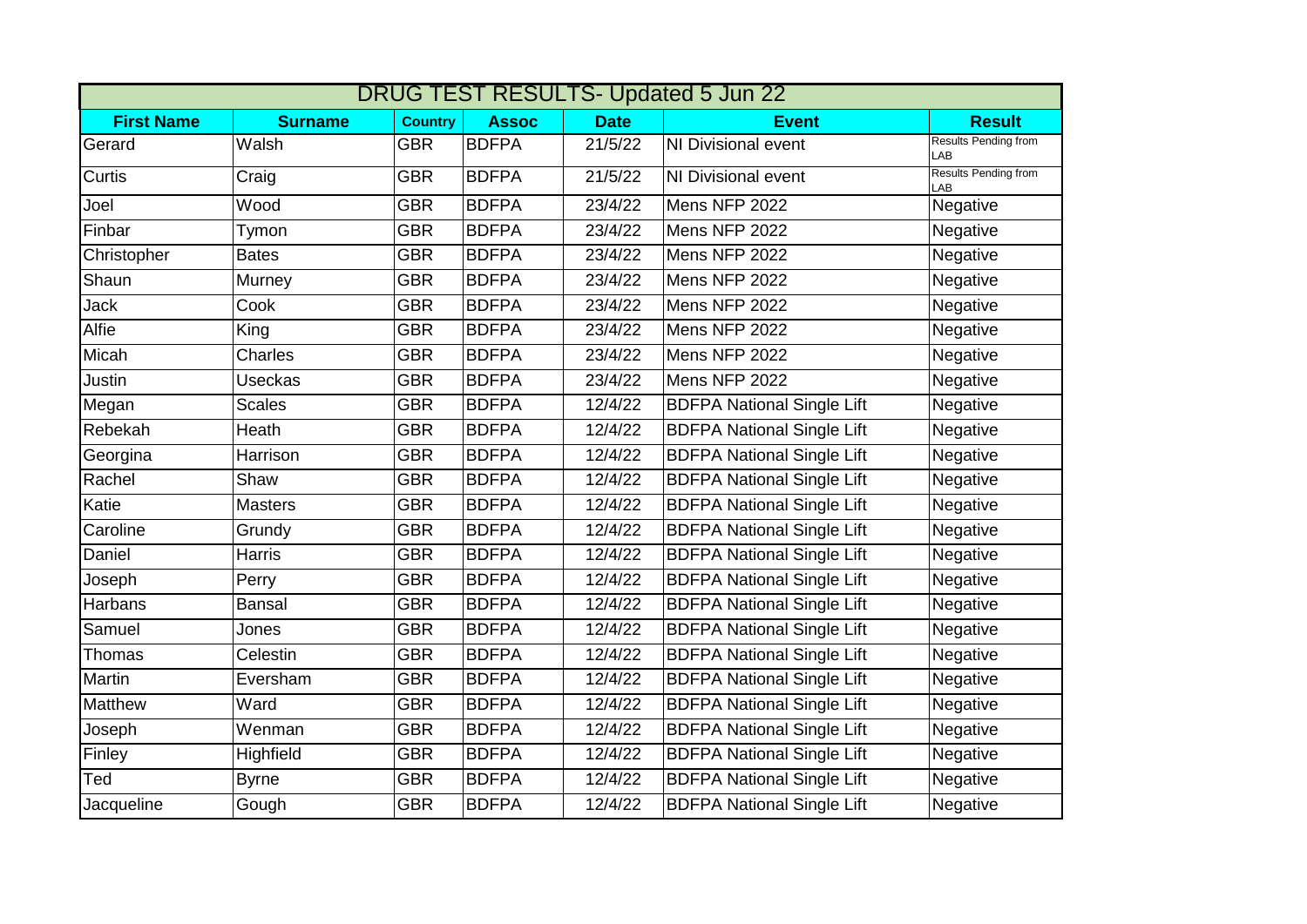| DRUG TEST RESULTS- Updated 5 Jun 22 | | | | | | |
|---|---|---|---|---|---|---|
| **First Name** | **Surname** | **Country** | **Assoc** | **Date** | **Event** | **Result** |
| Gerard | Walsh | GBR | BDFPA | 21/5/22 | NI Divisional event | Results Pending from LAB |
| Curtis | Craig | GBR | BDFPA | 21/5/22 | NI Divisional event | Results Pending from LAB |
| Joel | Wood | GBR | BDFPA | 23/4/22 | Mens NFP 2022 | Negative |
| Finbar | Tymon | GBR | BDFPA | 23/4/22 | Mens NFP 2022 | Negative |
| Christopher | Bates | GBR | BDFPA | 23/4/22 | Mens NFP 2022 | Negative |
| Shaun | Murney | GBR | BDFPA | 23/4/22 | Mens NFP 2022 | Negative |
| Jack | Cook | GBR | BDFPA | 23/4/22 | Mens NFP 2022 | Negative |
| Alfie | King | GBR | BDFPA | 23/4/22 | Mens NFP 2022 | Negative |
| Micah | Charles | GBR | BDFPA | 23/4/22 | Mens NFP 2022 | Negative |
| Justin | Useckas | GBR | BDFPA | 23/4/22 | Mens NFP 2022 | Negative |
| Megan | Scales | GBR | BDFPA | 12/4/22 | BDFPA National Single Lift | Negative |
| Rebekah | Heath | GBR | BDFPA | 12/4/22 | BDFPA National Single Lift | Negative |
| Georgina | Harrison | GBR | BDFPA | 12/4/22 | BDFPA National Single Lift | Negative |
| Rachel | Shaw | GBR | BDFPA | 12/4/22 | BDFPA National Single Lift | Negative |
| Katie | Masters | GBR | BDFPA | 12/4/22 | BDFPA National Single Lift | Negative |
| Caroline | Grundy | GBR | BDFPA | 12/4/22 | BDFPA National Single Lift | Negative |
| Daniel | Harris | GBR | BDFPA | 12/4/22 | BDFPA National Single Lift | Negative |
| Joseph | Perry | GBR | BDFPA | 12/4/22 | BDFPA National Single Lift | Negative |
| Harbans | Bansal | GBR | BDFPA | 12/4/22 | BDFPA National Single Lift | Negative |
| Samuel | Jones | GBR | BDFPA | 12/4/22 | BDFPA National Single Lift | Negative |
| Thomas | Celestin | GBR | BDFPA | 12/4/22 | BDFPA National Single Lift | Negative |
| Martin | Eversham | GBR | BDFPA | 12/4/22 | BDFPA National Single Lift | Negative |
| Matthew | Ward | GBR | BDFPA | 12/4/22 | BDFPA National Single Lift | Negative |
| Joseph | Wenman | GBR | BDFPA | 12/4/22 | BDFPA National Single Lift | Negative |
| Finley | Highfield | GBR | BDFPA | 12/4/22 | BDFPA National Single Lift | Negative |
| Ted | Byrne | GBR | BDFPA | 12/4/22 | BDFPA National Single Lift | Negative |
| Jacqueline | Gough | GBR | BDFPA | 12/4/22 | BDFPA National Single Lift | Negative |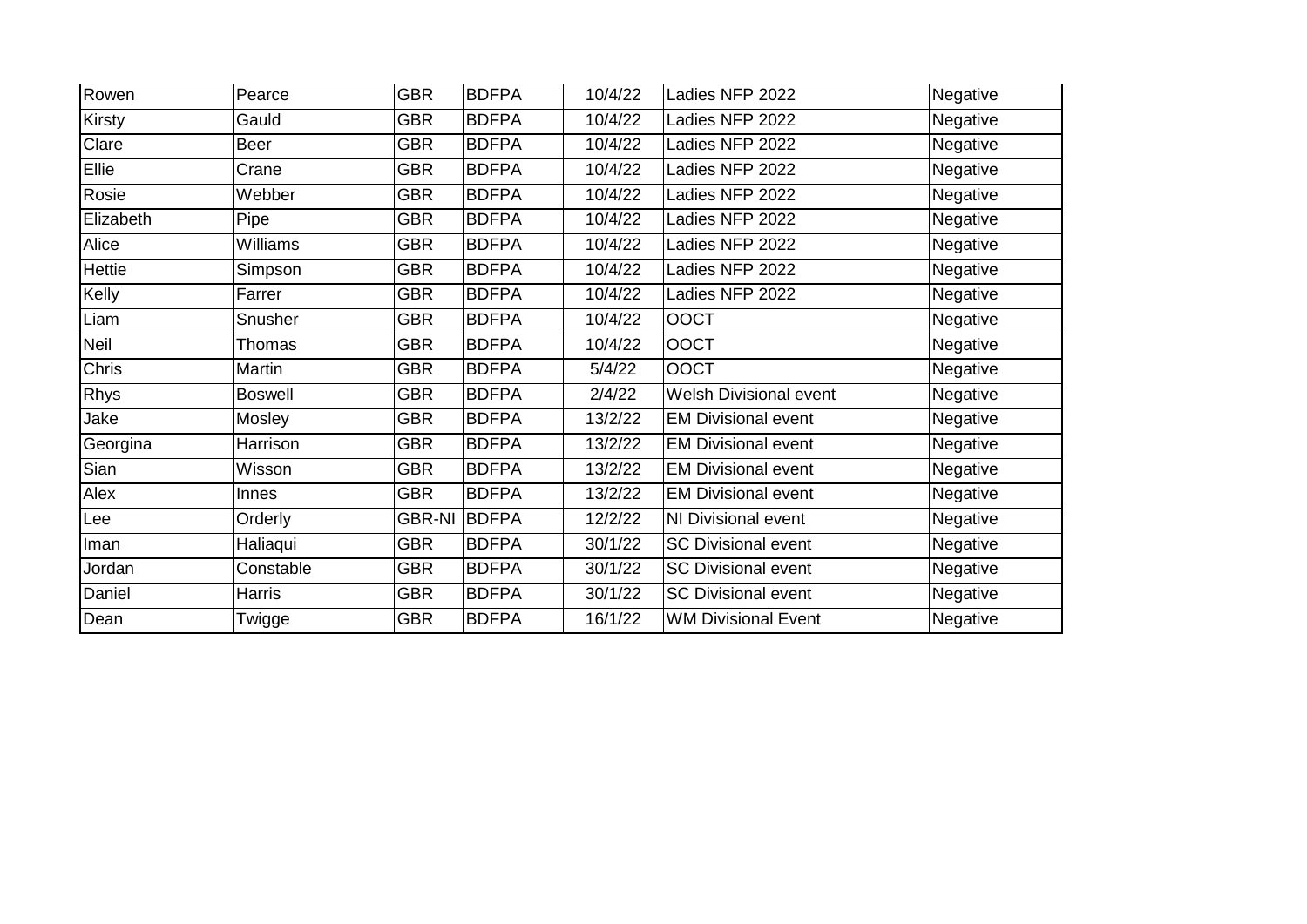| | | | | | | |
|---|---|---|---|---|---|---|
| Rowen | Pearce | GBR | BDFPA | 10/4/22 | Ladies NFP 2022 | Negative |
| Kirsty | Gauld | GBR | BDFPA | 10/4/22 | Ladies NFP 2022 | Negative |
| Clare | Beer | GBR | BDFPA | 10/4/22 | Ladies NFP 2022 | Negative |
| Ellie | Crane | GBR | BDFPA | 10/4/22 | Ladies NFP 2022 | Negative |
| Rosie | Webber | GBR | BDFPA | 10/4/22 | Ladies NFP 2022 | Negative |
| Elizabeth | Pipe | GBR | BDFPA | 10/4/22 | Ladies NFP 2022 | Negative |
| Alice | Williams | GBR | BDFPA | 10/4/22 | Ladies NFP 2022 | Negative |
| Hettie | Simpson | GBR | BDFPA | 10/4/22 | Ladies NFP 2022 | Negative |
| Kelly | Farrer | GBR | BDFPA | 10/4/22 | Ladies NFP 2022 | Negative |
| Liam | Snusher | GBR | BDFPA | 10/4/22 | OOCT | Negative |
| Neil | Thomas | GBR | BDFPA | 10/4/22 | OOCT | Negative |
| Chris | Martin | GBR | BDFPA | 5/4/22 | OOCT | Negative |
| Rhys | Boswell | GBR | BDFPA | 2/4/22 | Welsh Divisional event | Negative |
| Jake | Mosley | GBR | BDFPA | 13/2/22 | EM Divisional event | Negative |
| Georgina | Harrison | GBR | BDFPA | 13/2/22 | EM Divisional event | Negative |
| Sian | Wisson | GBR | BDFPA | 13/2/22 | EM Divisional event | Negative |
| Alex | Innes | GBR | BDFPA | 13/2/22 | EM Divisional event | Negative |
| Lee | Orderly | GBR-NI | BDFPA | 12/2/22 | NI Divisional event | Negative |
| Iman | Haliaqui | GBR | BDFPA | 30/1/22 | SC Divisional event | Negative |
| Jordan | Constable | GBR | BDFPA | 30/1/22 | SC Divisional event | Negative |
| Daniel | Harris | GBR | BDFPA | 30/1/22 | SC Divisional event | Negative |
| Dean | Twigge | GBR | BDFPA | 16/1/22 | WM Divisional Event | Negative |